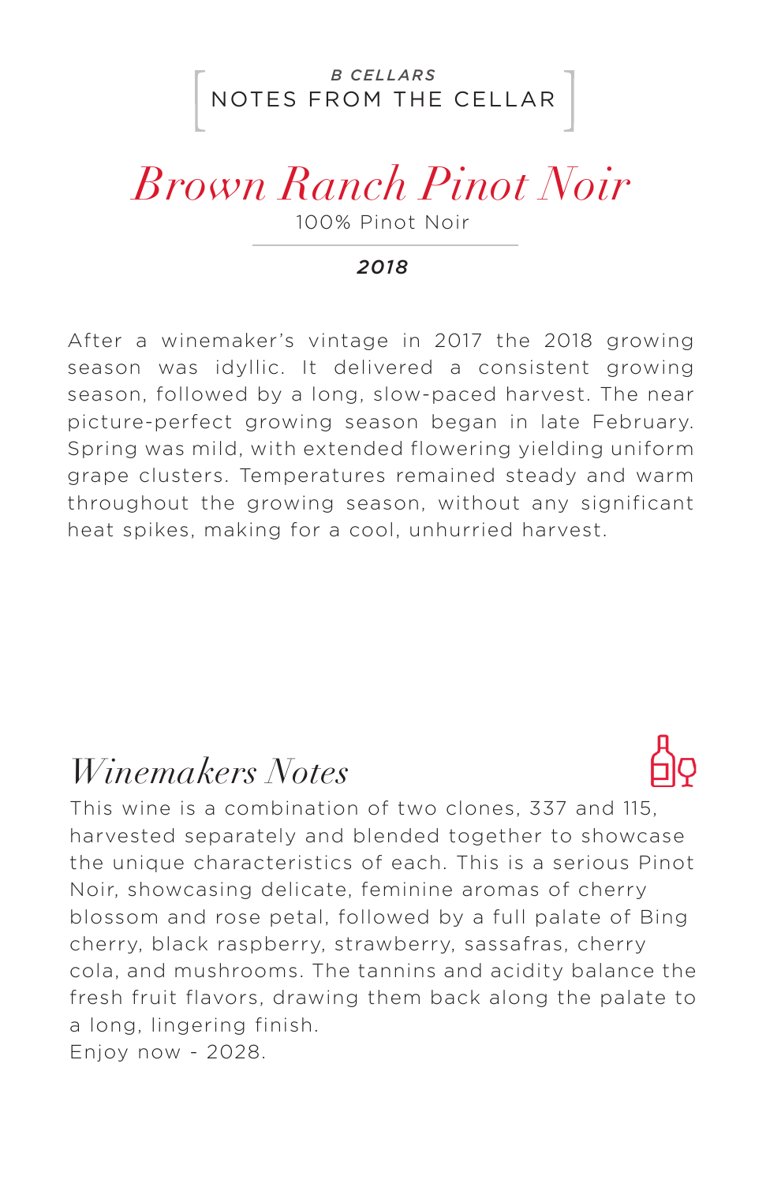*B CELLARS*

NOTES FROM THE CELLAR

# *Brown Ranch Pinot Noir*

100% Pinot Noir

***2018***

After a winemaker's vintage in 2017 the 2018 growing season was idyllic. It delivered a consistent growing season, followed by a long, slow-paced harvest. The near picture-perfect growing season began in late February. Spring was mild, with extended flowering yielding uniform grape clusters. Temperatures remained steady and warm throughout the growing season, without any significant heat spikes, making for a cool, unhurried harvest.

## *Winemakers Notes*

This wine is a combination of two clones, 337 and 115, harvested separately and blended together to showcase the unique characteristics of each. This is a serious Pinot Noir, showcasing delicate, feminine aromas of cherry blossom and rose petal, followed by a full palate of Bing cherry, black raspberry, strawberry, sassafras, cherry cola, and mushrooms. The tannins and acidity balance the fresh fruit flavors, drawing them back along the palate to a long, lingering finish.

Enjoy now - 2028.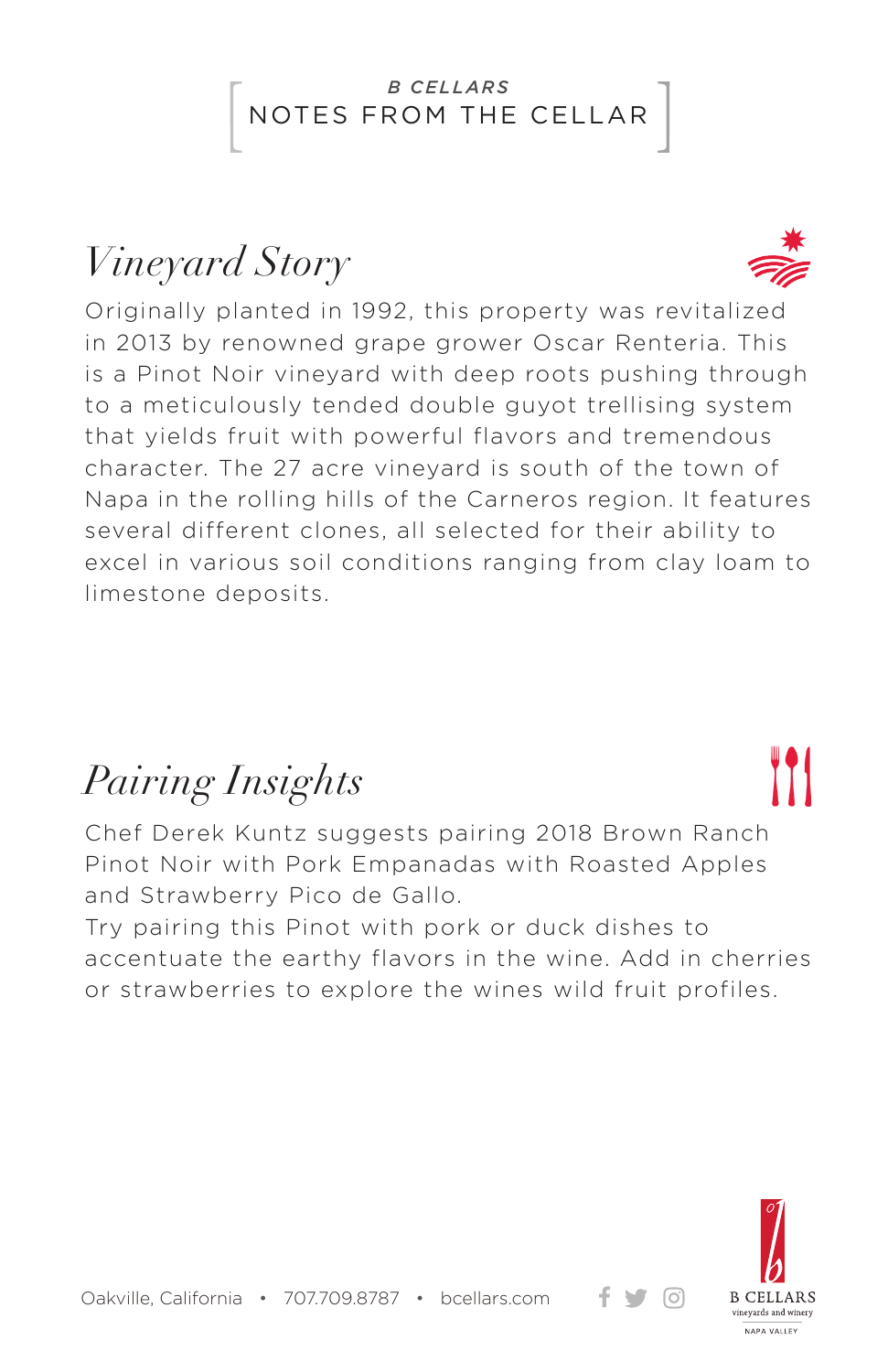*B CELLARS*
NOTES FROM THE CELLAR

## *Vineyard Story*

Originally planted in 1992, this property was revitalized in 2013 by renowned grape grower Oscar Renteria. This is a Pinot Noir vineyard with deep roots pushing through to a meticulously tended double guyot trellising system that yields fruit with powerful flavors and tremendous character. The 27 acre vineyard is south of the town of Napa in the rolling hills of the Carneros region. It features several different clones, all selected for their ability to excel in various soil conditions ranging from clay loam to limestone deposits.

## *Pairing Insights*

Chef Derek Kuntz suggests pairing 2018 Brown Ranch Pinot Noir with Pork Empanadas with Roasted Apples and Strawberry Pico de Gallo.
Try pairing this Pinot with pork or duck dishes to accentuate the earthy flavors in the wine. Add in cherries or strawberries to explore the wines wild fruit profiles.

Oakville, California • 707.709.8787 • bcellars.com

B CELLARS
vineyards and winery
NAPA VALLEY